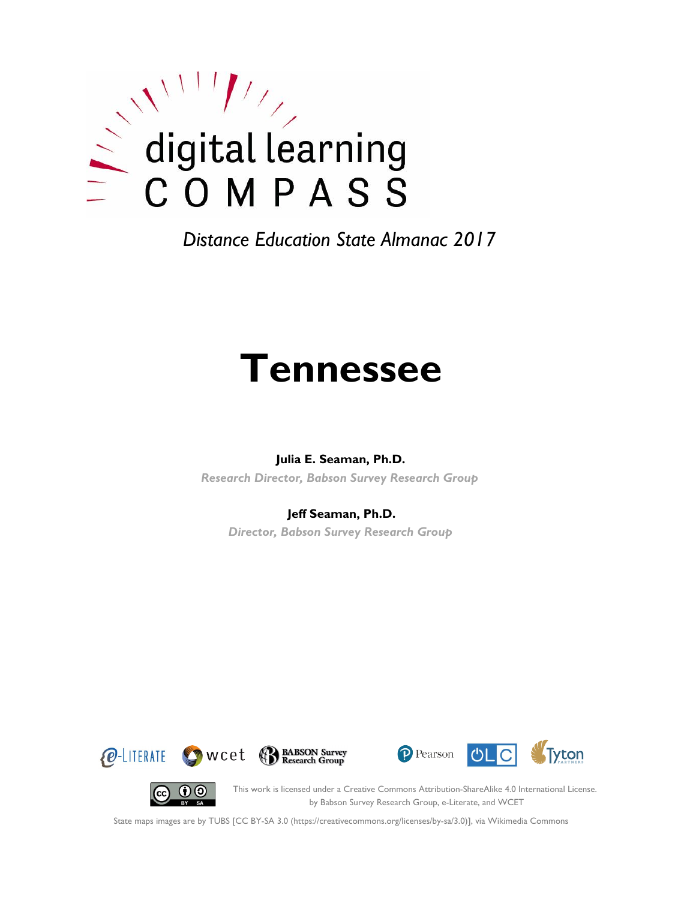digital learning

COMPASS

*Distance Education State Almanac 2017*

# Tennessee

**Julia E. Seaman, Ph.D.**

*Research Director, Babson Survey Research Group*

**Jeff Seaman, Ph.D.**

*Director, Babson Survey Research Group*

e-LITERATE wcet BABSON Survey Research Group Pearson OLC Tyton PARTNERS

This work is licensed under a Creative Commons Attribution-ShareAlike 4.0 International License.
by Babson Survey Research Group, e-Literate, and WCET

State maps images are by TUBS [CC BY-SA 3.0 (https://creativecommons.org/licenses/by-sa/3.0)], via Wikimedia Commons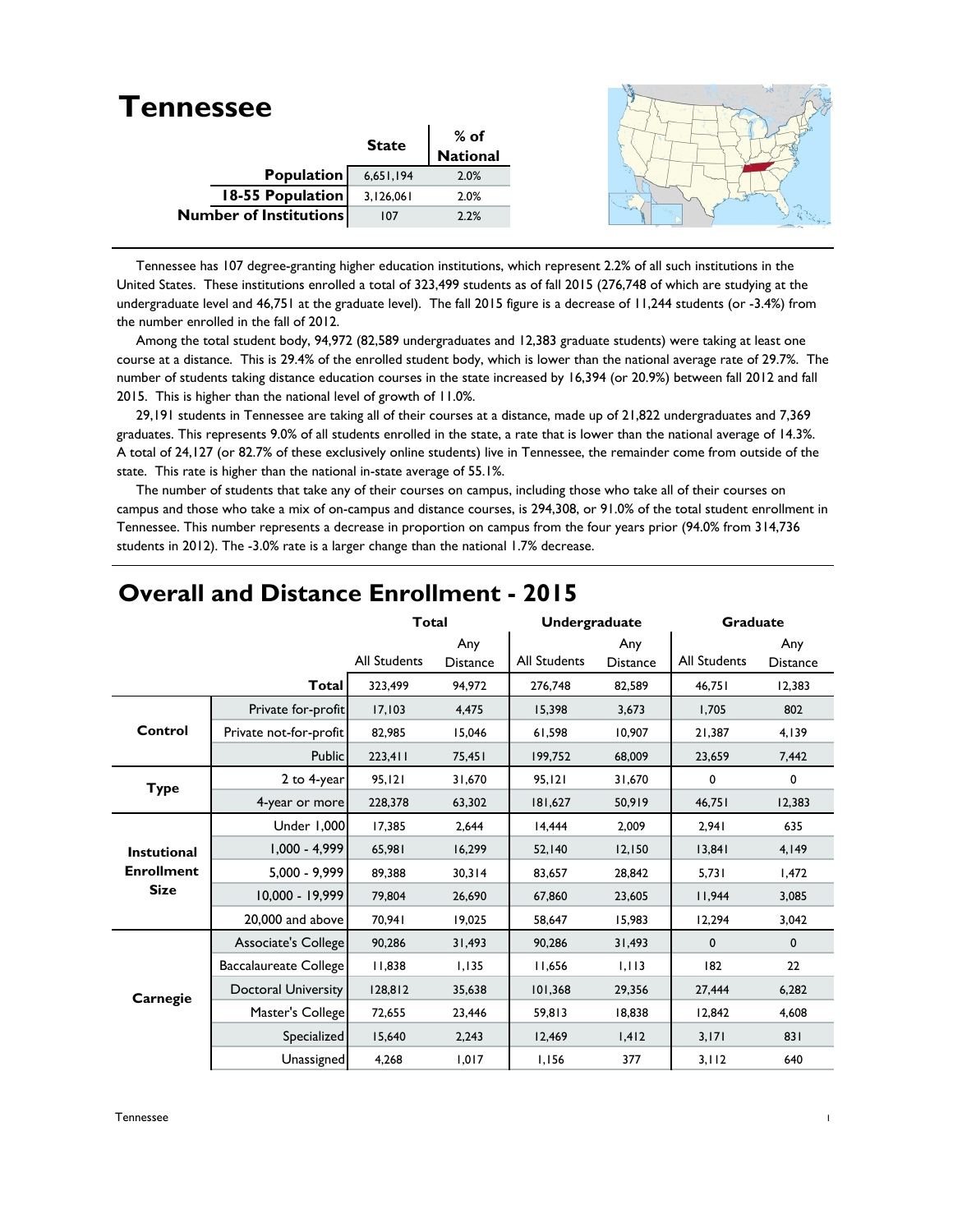# Tennessee

| | State | % of National |
|---|---|---|
| **Population** | 6,651,194 | 2.0% |
| **18-55 Population** | 3,126,061 | 2.0% |
| **Number of Institutions** | 107 | 2.2% |

Tennessee has 107 degree-granting higher education institutions, which represent 2.2% of all such institutions in the United States. These institutions enrolled a total of 323,499 students as of fall 2015 (276,748 of which are studying at the undergraduate level and 46,751 at the graduate level). The fall 2015 figure is a decrease of 11,244 students (or -3.4%) from the number enrolled in the fall of 2012.

Among the total student body, 94,972 (82,589 undergraduates and 12,383 graduate students) were taking at least one course at a distance. This is 29.4% of the enrolled student body, which is lower than the national average rate of 29.7%. The number of students taking distance education courses in the state increased by 16,394 (or 20.9%) between fall 2012 and fall 2015. This is higher than the national level of growth of 11.0%.

29,191 students in Tennessee are taking all of their courses at a distance, made up of 21,822 undergraduates and 7,369 graduates. This represents 9.0% of all students enrolled in the state, a rate that is lower than the national average of 14.3%. A total of 24,127 (or 82.7% of these exclusively online students) live in Tennessee, the remainder come from outside of the state. This rate is higher than the national in-state average of 55.1%.

The number of students that take any of their courses on campus, including those who take all of their courses on campus and those who take a mix of on-campus and distance courses, is 294,308, or 91.0% of the total student enrollment in Tennessee. This number represents a decrease in proportion on campus from the four years prior (94.0% from 314,736 students in 2012). The -3.0% rate is a larger change than the national 1.7% decrease.

## Overall and Distance Enrollment - 2015

| | | Total | | Undergraduate | | Graduate | |
|---|---|---|---|---|---|---|---|
| | | All Students | Any Distance | All Students | Any Distance | All Students | Any Distance |
| | **Total** | 323,499 | 94,972 | 276,748 | 82,589 | 46,751 | 12,383 |
| **Control** | Private for-profit | 17,103 | 4,475 | 15,398 | 3,673 | 1,705 | 802 |
| | Private not-for-profit | 82,985 | 15,046 | 61,598 | 10,907 | 21,387 | 4,139 |
| | Public | 223,411 | 75,451 | 199,752 | 68,009 | 23,659 | 7,442 |
| **Type** | 2 to 4-year | 95,121 | 31,670 | 95,121 | 31,670 | 0 | 0 |
| | 4-year or more | 228,378 | 63,302 | 181,627 | 50,919 | 46,751 | 12,383 |
| **Instutional Enrollment Size** | Under 1,000 | 17,385 | 2,644 | 14,444 | 2,009 | 2,941 | 635 |
| | 1,000 - 4,999 | 65,981 | 16,299 | 52,140 | 12,150 | 13,841 | 4,149 |
| | 5,000 - 9,999 | 89,388 | 30,314 | 83,657 | 28,842 | 5,731 | 1,472 |
| | 10,000 - 19,999 | 79,804 | 26,690 | 67,860 | 23,605 | 11,944 | 3,085 |
| | 20,000 and above | 70,941 | 19,025 | 58,647 | 15,983 | 12,294 | 3,042 |
| **Carnegie** | Associate's College | 90,286 | 31,493 | 90,286 | 31,493 | 0 | 0 |
| | Baccalaureate College | 11,838 | 1,135 | 11,656 | 1,113 | 182 | 22 |
| | Doctoral University | 128,812 | 35,638 | 101,368 | 29,356 | 27,444 | 6,282 |
| | Master's College | 72,655 | 23,446 | 59,813 | 18,838 | 12,842 | 4,608 |
| | Specialized | 15,640 | 2,243 | 12,469 | 1,412 | 3,171 | 831 |
| | Unassigned | 4,268 | 1,017 | 1,156 | 377 | 3,112 | 640 |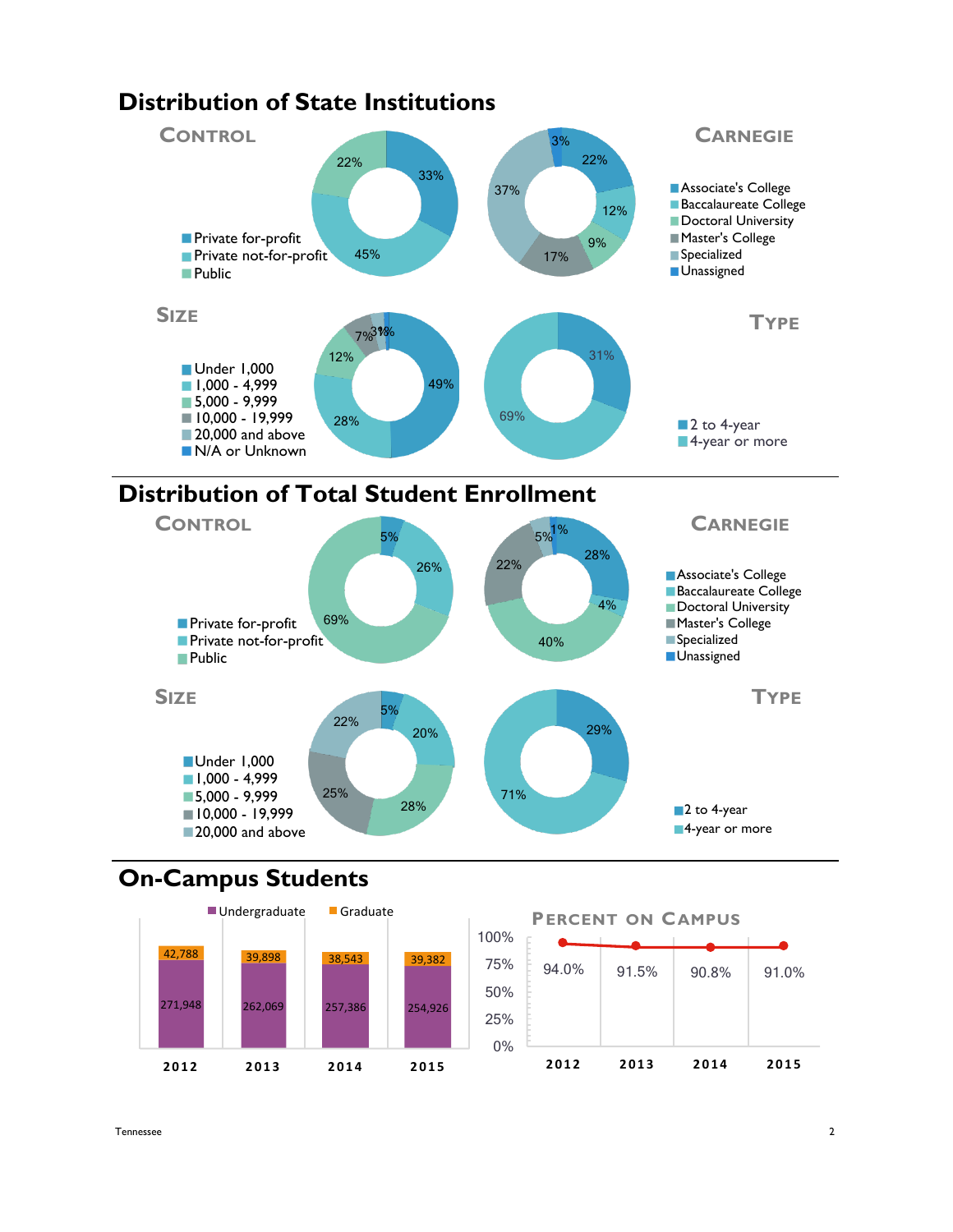# Distribution of State Institutions

## Control

| Category | Percent |
|---|---|
| Private for-profit | 33% |
| Private not-for-profit | 45% |
| Public | 22% |

## Carnegie

| Category | Percent |
|---|---|
| Associate's College | 22% |
| Baccalaureate College | 12% |
| Doctoral University | 9% |
| Master's College | 17% |
| Specialized | 37% |
| Unassigned | 3% |

## Size

| Category | Percent |
|---|---|
| Under 1,000 | 49% |
| 1,000 - 4,999 | 28% |
| 5,000 - 9,999 | 12% |
| 10,000 - 19,999 | 7% |
| 20,000 and above | 3% |
| N/A or Unknown | 1% |

## Type

| Category | Percent |
|---|---|
| 2 to 4-year | 31% |
| 4-year or more | 69% |

# Distribution of Total Student Enrollment

## Control

| Category | Percent |
|---|---|
| Private for-profit | 5% |
| Private not-for-profit | 26% |
| Public | 69% |

## Carnegie

| Category | Percent |
|---|---|
| Associate's College | 28% |
| Baccalaureate College | 4% |
| Doctoral University | 40% |
| Master's College | 22% |
| Specialized | 5% |
| Unassigned | 1% |

## Size

| Category | Percent |
|---|---|
| Under 1,000 | 5% |
| 1,000 - 4,999 | 20% |
| 5,000 - 9,999 | 28% |
| 10,000 - 19,999 | 25% |
| 20,000 and above | 22% |

## Type

| Category | Percent |
|---|---|
| 2 to 4-year | 29% |
| 4-year or more | 71% |

# On-Campus Students

| Year | Undergraduate | Graduate |
|---|---|---|
| 2012 | 271,948 | 42,788 |
| 2013 | 262,069 | 39,898 |
| 2014 | 257,386 | 38,543 |
| 2015 | 254,926 | 39,382 |

## Percent on Campus

| Year | Percent |
|---|---|
| 2012 | 94.0% |
| 2013 | 91.5% |
| 2014 | 90.8% |
| 2015 | 91.0% |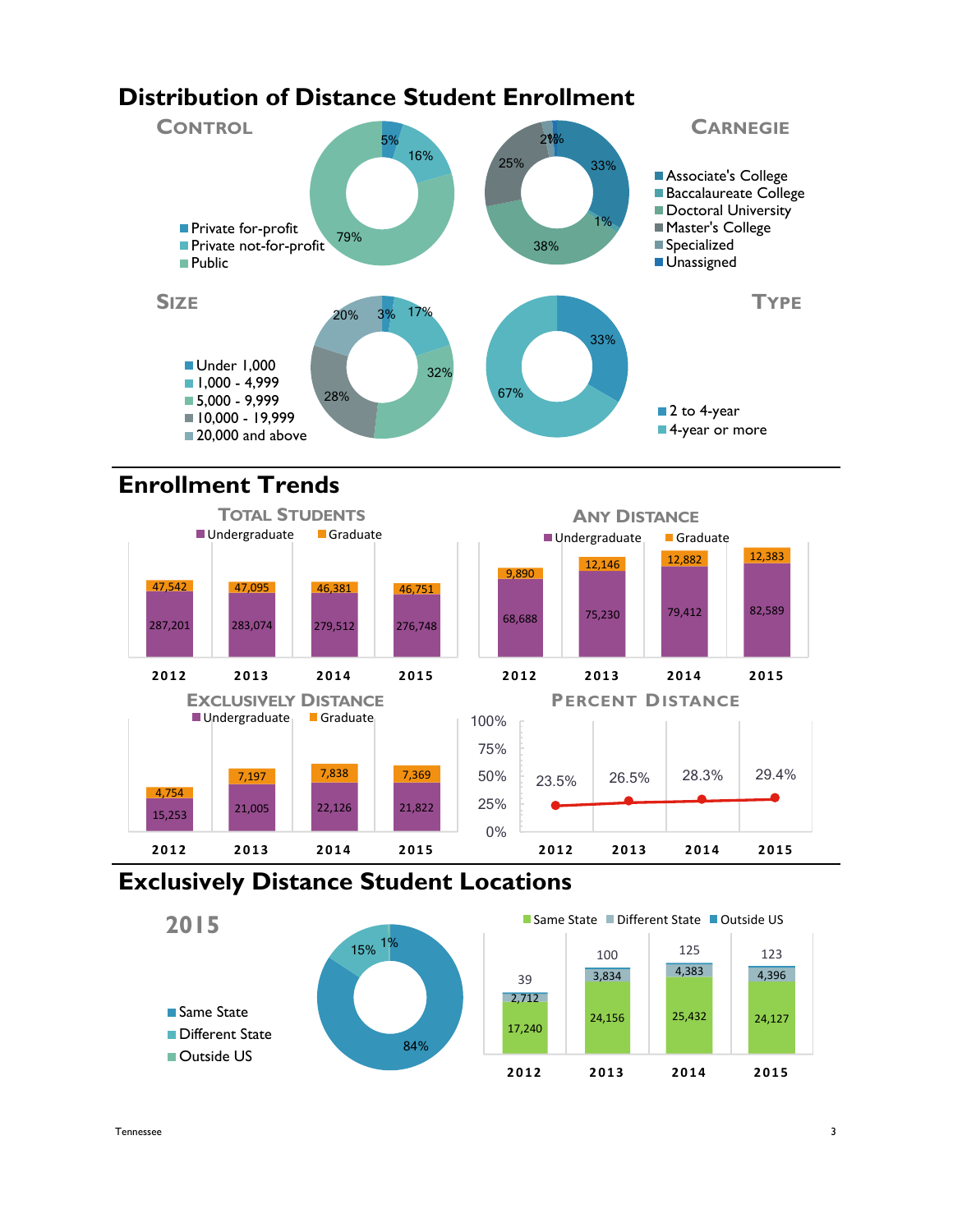# Distribution of Distance Student Enrollment

## Control

| Control | Percent |
|---|---|
| Private for-profit | 5% |
| Private not-for-profit | 16% |
| Public | 79% |

## Carnegie

| Carnegie | Percent |
|---|---|
| Associate's College | 33% |
| Baccalaureate College | 1% |
| Doctoral University | 38% |
| Master's College | 25% |
| Specialized | 2% |
| Unassigned | 1% |

## Size

| Size | Percent |
|---|---|
| Under 1,000 | 3% |
| 1,000 - 4,999 | 17% |
| 5,000 - 9,999 | 32% |
| 10,000 - 19,999 | 28% |
| 20,000 and above | 20% |

## Type

| Type | Percent |
|---|---|
| 2 to 4-year | 33% |
| 4-year or more | 67% |

# Enrollment Trends

## Total Students

| Year | Undergraduate | Graduate |
|---|---|---|
| 2012 | 287,201 | 47,542 |
| 2013 | 283,074 | 47,095 |
| 2014 | 279,512 | 46,381 |
| 2015 | 276,748 | 46,751 |

## Any Distance

| Year | Undergraduate | Graduate |
|---|---|---|
| 2012 | 68,688 | 9,890 |
| 2013 | 75,230 | 12,146 |
| 2014 | 79,412 | 12,882 |
| 2015 | 82,589 | 12,383 |

## Exclusively Distance

| Year | Undergraduate | Graduate |
|---|---|---|
| 2012 | 15,253 | 4,754 |
| 2013 | 21,005 | 7,197 |
| 2014 | 22,126 | 7,838 |
| 2015 | 21,822 | 7,369 |

## Percent Distance

| Year | Percent |
|---|---|
| 2012 | 23.5% |
| 2013 | 26.5% |
| 2014 | 28.3% |
| 2015 | 29.4% |

# Exclusively Distance Student Locations

## 2015

| Location | Percent |
|---|---|
| Same State | 84% |
| Different State | 15% |
| Outside US | 1% |

| Year | Same State | Different State | Outside US |
|---|---|---|---|
| 2012 | 17,240 | 2,712 | 39 |
| 2013 | 24,156 | 3,834 | 100 |
| 2014 | 25,432 | 4,383 | 125 |
| 2015 | 24,127 | 4,396 | 123 |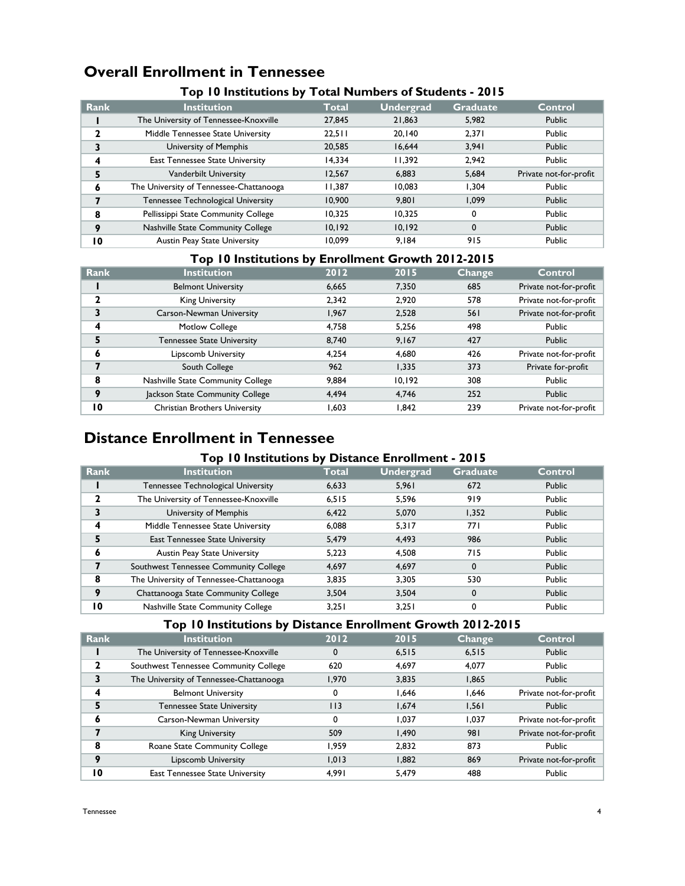## Overall Enrollment in Tennessee

### Top 10 Institutions by Total Numbers of Students - 2015

| Rank | Institution | Total | Undergrad | Graduate | Control |
|---|---|---|---|---|---|
| 1 | The University of Tennessee-Knoxville | 27,845 | 21,863 | 5,982 | Public |
| 2 | Middle Tennessee State University | 22,511 | 20,140 | 2,371 | Public |
| 3 | University of Memphis | 20,585 | 16,644 | 3,941 | Public |
| 4 | East Tennessee State University | 14,334 | 11,392 | 2,942 | Public |
| 5 | Vanderbilt University | 12,567 | 6,883 | 5,684 | Private not-for-profit |
| 6 | The University of Tennessee-Chattanooga | 11,387 | 10,083 | 1,304 | Public |
| 7 | Tennessee Technological University | 10,900 | 9,801 | 1,099 | Public |
| 8 | Pellissippi State Community College | 10,325 | 10,325 | 0 | Public |
| 9 | Nashville State Community College | 10,192 | 10,192 | 0 | Public |
| 10 | Austin Peay State University | 10,099 | 9,184 | 915 | Public |

### Top 10 Institutions by Enrollment Growth 2012-2015

| Rank | Institution | 2012 | 2015 | Change | Control |
|---|---|---|---|---|---|
| 1 | Belmont University | 6,665 | 7,350 | 685 | Private not-for-profit |
| 2 | King University | 2,342 | 2,920 | 578 | Private not-for-profit |
| 3 | Carson-Newman University | 1,967 | 2,528 | 561 | Private not-for-profit |
| 4 | Motlow College | 4,758 | 5,256 | 498 | Public |
| 5 | Tennessee State University | 8,740 | 9,167 | 427 | Public |
| 6 | Lipscomb University | 4,254 | 4,680 | 426 | Private not-for-profit |
| 7 | South College | 962 | 1,335 | 373 | Private for-profit |
| 8 | Nashville State Community College | 9,884 | 10,192 | 308 | Public |
| 9 | Jackson State Community College | 4,494 | 4,746 | 252 | Public |
| 10 | Christian Brothers University | 1,603 | 1,842 | 239 | Private not-for-profit |

## Distance Enrollment in Tennessee

### Top 10 Institutions by Distance Enrollment - 2015

| Rank | Institution | Total | Undergrad | Graduate | Control |
|---|---|---|---|---|---|
| 1 | Tennessee Technological University | 6,633 | 5,961 | 672 | Public |
| 2 | The University of Tennessee-Knoxville | 6,515 | 5,596 | 919 | Public |
| 3 | University of Memphis | 6,422 | 5,070 | 1,352 | Public |
| 4 | Middle Tennessee State University | 6,088 | 5,317 | 771 | Public |
| 5 | East Tennessee State University | 5,479 | 4,493 | 986 | Public |
| 6 | Austin Peay State University | 5,223 | 4,508 | 715 | Public |
| 7 | Southwest Tennessee Community College | 4,697 | 4,697 | 0 | Public |
| 8 | The University of Tennessee-Chattanooga | 3,835 | 3,305 | 530 | Public |
| 9 | Chattanooga State Community College | 3,504 | 3,504 | 0 | Public |
| 10 | Nashville State Community College | 3,251 | 3,251 | 0 | Public |

### Top 10 Institutions by Distance Enrollment Growth 2012-2015

| Rank | Institution | 2012 | 2015 | Change | Control |
|---|---|---|---|---|---|
| 1 | The University of Tennessee-Knoxville | 0 | 6,515 | 6,515 | Public |
| 2 | Southwest Tennessee Community College | 620 | 4,697 | 4,077 | Public |
| 3 | The University of Tennessee-Chattanooga | 1,970 | 3,835 | 1,865 | Public |
| 4 | Belmont University | 0 | 1,646 | 1,646 | Private not-for-profit |
| 5 | Tennessee State University | 113 | 1,674 | 1,561 | Public |
| 6 | Carson-Newman University | 0 | 1,037 | 1,037 | Private not-for-profit |
| 7 | King University | 509 | 1,490 | 981 | Private not-for-profit |
| 8 | Roane State Community College | 1,959 | 2,832 | 873 | Public |
| 9 | Lipscomb University | 1,013 | 1,882 | 869 | Private not-for-profit |
| 10 | East Tennessee State University | 4,991 | 5,479 | 488 | Public |